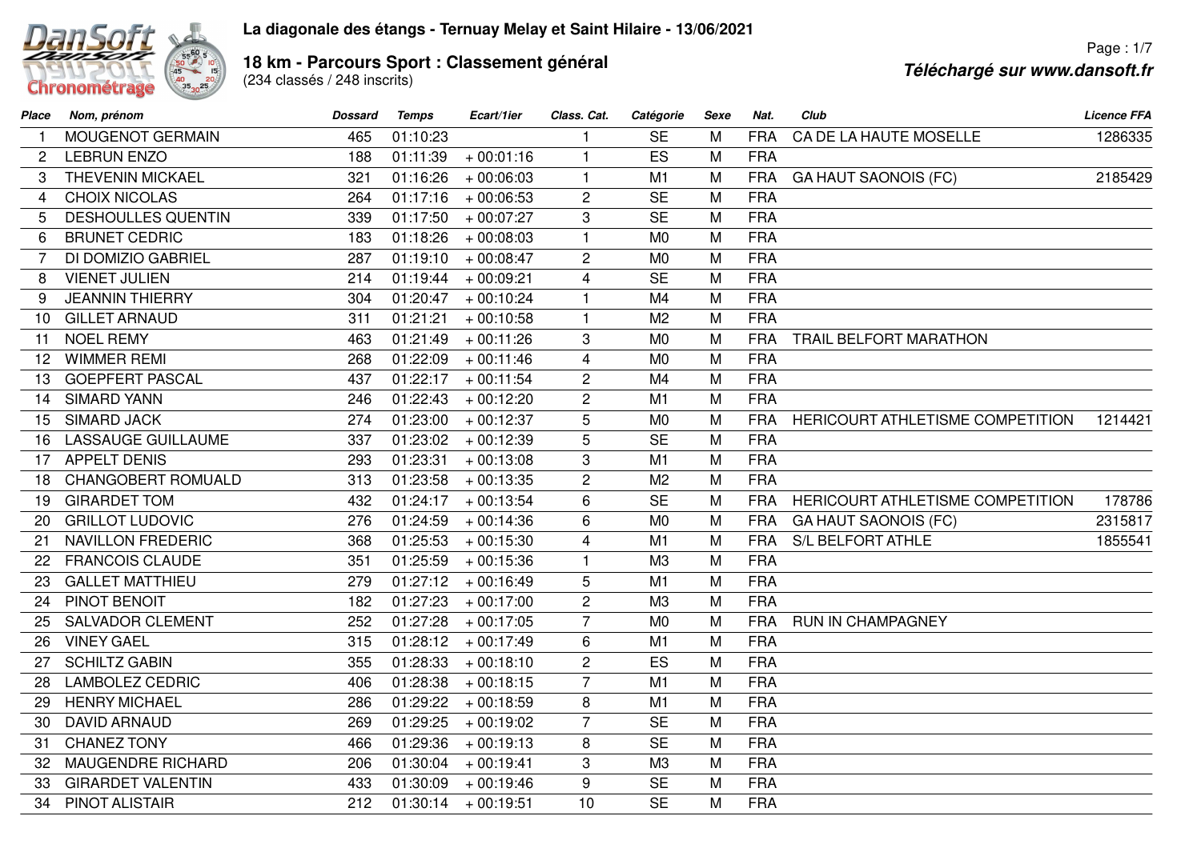# La diagonale des étangs - Ternuay Melay et Saint Hilaire - 13/06/2021

## 18 km - Parcours Sport : Classement général

(234 classés / 248 inscrits)

*Téléchargé sur www.dansoft.fr*

| Place | Nom, prénom | Dossard | Temps | Ecart/1ier | Class. Cat. | Catégorie | Sexe | Nat. | Club | Licence FFA |
|---|---|---|---|---|---|---|---|---|---|---|
| 1 | MOUGENOT GERMAIN | 465 | 01:10:23 | | 1 | SE | M | FRA | CA DE LA HAUTE MOSELLE | 1286335 |
| 2 | LEBRUN ENZO | 188 | 01:11:39 | + 00:01:16 | 1 | ES | M | FRA | | |
| 3 | THEVENIN MICKAEL | 321 | 01:16:26 | + 00:06:03 | 1 | M1 | M | FRA | GA HAUT SAONOIS (FC) | 2185429 |
| 4 | CHOIX NICOLAS | 264 | 01:17:16 | + 00:06:53 | 2 | SE | M | FRA | | |
| 5 | DESHOULLES QUENTIN | 339 | 01:17:50 | + 00:07:27 | 3 | SE | M | FRA | | |
| 6 | BRUNET CEDRIC | 183 | 01:18:26 | + 00:08:03 | 1 | M0 | M | FRA | | |
| 7 | DI DOMIZIO GABRIEL | 287 | 01:19:10 | + 00:08:47 | 2 | M0 | M | FRA | | |
| 8 | VIENET JULIEN | 214 | 01:19:44 | + 00:09:21 | 4 | SE | M | FRA | | |
| 9 | JEANNIN THIERRY | 304 | 01:20:47 | + 00:10:24 | 1 | M4 | M | FRA | | |
| 10 | GILLET ARNAUD | 311 | 01:21:21 | + 00:10:58 | 1 | M2 | M | FRA | | |
| 11 | NOEL REMY | 463 | 01:21:49 | + 00:11:26 | 3 | M0 | M | FRA | TRAIL BELFORT MARATHON | |
| 12 | WIMMER REMI | 268 | 01:22:09 | + 00:11:46 | 4 | M0 | M | FRA | | |
| 13 | GOEPFERT PASCAL | 437 | 01:22:17 | + 00:11:54 | 2 | M4 | M | FRA | | |
| 14 | SIMARD YANN | 246 | 01:22:43 | + 00:12:20 | 2 | M1 | M | FRA | | |
| 15 | SIMARD JACK | 274 | 01:23:00 | + 00:12:37 | 5 | M0 | M | FRA | HERICOURT ATHLETISME COMPETITION | 1214421 |
| 16 | LASSAUGE GUILLAUME | 337 | 01:23:02 | + 00:12:39 | 5 | SE | M | FRA | | |
| 17 | APPELT DENIS | 293 | 01:23:31 | + 00:13:08 | 3 | M1 | M | FRA | | |
| 18 | CHANGOBERT ROMUALD | 313 | 01:23:58 | + 00:13:35 | 2 | M2 | M | FRA | | |
| 19 | GIRARDET TOM | 432 | 01:24:17 | + 00:13:54 | 6 | SE | M | FRA | HERICOURT ATHLETISME COMPETITION | 178786 |
| 20 | GRILLOT LUDOVIC | 276 | 01:24:59 | + 00:14:36 | 6 | M0 | M | FRA | GA HAUT SAONOIS (FC) | 2315817 |
| 21 | NAVILLON FREDERIC | 368 | 01:25:53 | + 00:15:30 | 4 | M1 | M | FRA | S/L BELFORT ATHLE | 1855541 |
| 22 | FRANCOIS CLAUDE | 351 | 01:25:59 | + 00:15:36 | 1 | M3 | M | FRA | | |
| 23 | GALLET MATTHIEU | 279 | 01:27:12 | + 00:16:49 | 5 | M1 | M | FRA | | |
| 24 | PINOT BENOIT | 182 | 01:27:23 | + 00:17:00 | 2 | M3 | M | FRA | | |
| 25 | SALVADOR CLEMENT | 252 | 01:27:28 | + 00:17:05 | 7 | M0 | M | FRA | RUN IN CHAMPAGNEY | |
| 26 | VINEY GAEL | 315 | 01:28:12 | + 00:17:49 | 6 | M1 | M | FRA | | |
| 27 | SCHILTZ GABIN | 355 | 01:28:33 | + 00:18:10 | 2 | ES | M | FRA | | |
| 28 | LAMBOLEZ CEDRIC | 406 | 01:28:38 | + 00:18:15 | 7 | M1 | M | FRA | | |
| 29 | HENRY MICHAEL | 286 | 01:29:22 | + 00:18:59 | 8 | M1 | M | FRA | | |
| 30 | DAVID ARNAUD | 269 | 01:29:25 | + 00:19:02 | 7 | SE | M | FRA | | |
| 31 | CHANEZ TONY | 466 | 01:29:36 | + 00:19:13 | 8 | SE | M | FRA | | |
| 32 | MAUGENDRE RICHARD | 206 | 01:30:04 | + 00:19:41 | 3 | M3 | M | FRA | | |
| 33 | GIRARDET VALENTIN | 433 | 01:30:09 | + 00:19:46 | 9 | SE | M | FRA | | |
| 34 | PINOT ALISTAIR | 212 | 01:30:14 | + 00:19:51 | 10 | SE | M | FRA | | |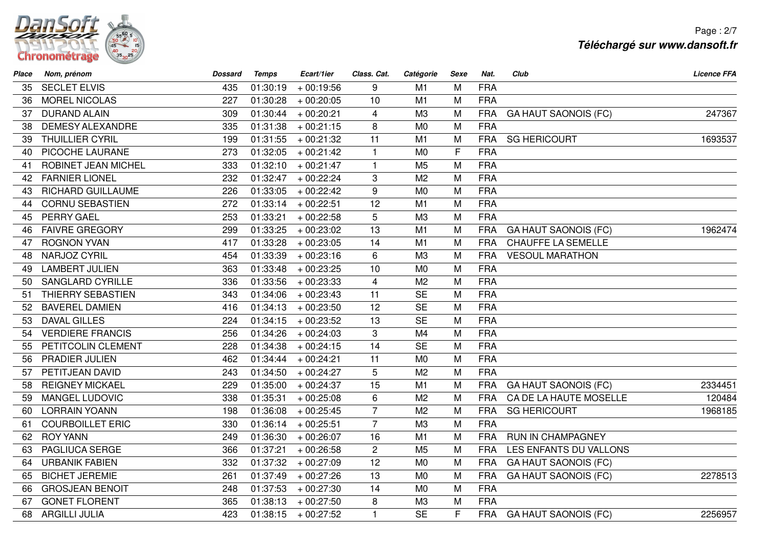| Place | Nom, prénom | Dossard | Temps | Ecart/1ier | Class. Cat. | Catégorie | Sexe | Nat. | Club | Licence FFA |
|---|---|---|---|---|---|---|---|---|---|---|
| 35 | SECLET ELVIS | 435 | 01:30:19 | + 00:19:56 | 9 | M1 | M | FRA | | |
| 36 | MOREL NICOLAS | 227 | 01:30:28 | + 00:20:05 | 10 | M1 | M | FRA | | |
| 37 | DURAND ALAIN | 309 | 01:30:44 | + 00:20:21 | 4 | M3 | M | FRA | GA HAUT SAONOIS (FC) | 247367 |
| 38 | DEMESY ALEXANDRE | 335 | 01:31:38 | + 00:21:15 | 8 | M0 | M | FRA | | |
| 39 | THUILLIER CYRIL | 199 | 01:31:55 | + 00:21:32 | 11 | M1 | M | FRA | SG HERICOURT | 1693537 |
| 40 | PICOCHE LAURANE | 273 | 01:32:05 | + 00:21:42 | 1 | M0 | F | FRA | | |
| 41 | ROBINET JEAN MICHEL | 333 | 01:32:10 | + 00:21:47 | 1 | M5 | M | FRA | | |
| 42 | FARNIER LIONEL | 232 | 01:32:47 | + 00:22:24 | 3 | M2 | M | FRA | | |
| 43 | RICHARD GUILLAUME | 226 | 01:33:05 | + 00:22:42 | 9 | M0 | M | FRA | | |
| 44 | CORNU SEBASTIEN | 272 | 01:33:14 | + 00:22:51 | 12 | M1 | M | FRA | | |
| 45 | PERRY GAEL | 253 | 01:33:21 | + 00:22:58 | 5 | M3 | M | FRA | | |
| 46 | FAIVRE GREGORY | 299 | 01:33:25 | + 00:23:02 | 13 | M1 | M | FRA | GA HAUT SAONOIS (FC) | 1962474 |
| 47 | ROGNON YVAN | 417 | 01:33:28 | + 00:23:05 | 14 | M1 | M | FRA | CHAUFFE LA SEMELLE | |
| 48 | NARJOZ CYRIL | 454 | 01:33:39 | + 00:23:16 | 6 | M3 | M | FRA | VESOUL MARATHON | |
| 49 | LAMBERT JULIEN | 363 | 01:33:48 | + 00:23:25 | 10 | M0 | M | FRA | | |
| 50 | SANGLARD CYRILLE | 336 | 01:33:56 | + 00:23:33 | 4 | M2 | M | FRA | | |
| 51 | THIERRY SEBASTIEN | 343 | 01:34:06 | + 00:23:43 | 11 | SE | M | FRA | | |
| 52 | BAVEREL DAMIEN | 416 | 01:34:13 | + 00:23:50 | 12 | SE | M | FRA | | |
| 53 | DAVAL GILLES | 224 | 01:34:15 | + 00:23:52 | 13 | SE | M | FRA | | |
| 54 | VERDIERE FRANCIS | 256 | 01:34:26 | + 00:24:03 | 3 | M4 | M | FRA | | |
| 55 | PETITCOLIN CLEMENT | 228 | 01:34:38 | + 00:24:15 | 14 | SE | M | FRA | | |
| 56 | PRADIER JULIEN | 462 | 01:34:44 | + 00:24:21 | 11 | M0 | M | FRA | | |
| 57 | PETITJEAN DAVID | 243 | 01:34:50 | + 00:24:27 | 5 | M2 | M | FRA | | |
| 58 | REIGNEY MICKAEL | 229 | 01:35:00 | + 00:24:37 | 15 | M1 | M | FRA | GA HAUT SAONOIS (FC) | 2334451 |
| 59 | MANGEL LUDOVIC | 338 | 01:35:31 | + 00:25:08 | 6 | M2 | M | FRA | CA DE LA HAUTE MOSELLE | 120484 |
| 60 | LORRAIN YOANN | 198 | 01:36:08 | + 00:25:45 | 7 | M2 | M | FRA | SG HERICOURT | 1968185 |
| 61 | COURBOILLET ERIC | 330 | 01:36:14 | + 00:25:51 | 7 | M3 | M | FRA | | |
| 62 | ROY YANN | 249 | 01:36:30 | + 00:26:07 | 16 | M1 | M | FRA | RUN IN CHAMPAGNEY | |
| 63 | PAGLIUCA SERGE | 366 | 01:37:21 | + 00:26:58 | 2 | M5 | M | FRA | LES ENFANTS DU VALLONS | |
| 64 | URBANIK FABIEN | 332 | 01:37:32 | + 00:27:09 | 12 | M0 | M | FRA | GA HAUT SAONOIS (FC) | |
| 65 | BICHET JEREMIE | 261 | 01:37:49 | + 00:27:26 | 13 | M0 | M | FRA | GA HAUT SAONOIS (FC) | 2278513 |
| 66 | GROSJEAN BENOIT | 248 | 01:37:53 | + 00:27:30 | 14 | M0 | M | FRA | | |
| 67 | GONET FLORENT | 365 | 01:38:13 | + 00:27:50 | 8 | M3 | M | FRA | | |
| 68 | ARGILLI JULIA | 423 | 01:38:15 | + 00:27:52 | 1 | SE | F | FRA | GA HAUT SAONOIS (FC) | 2256957 |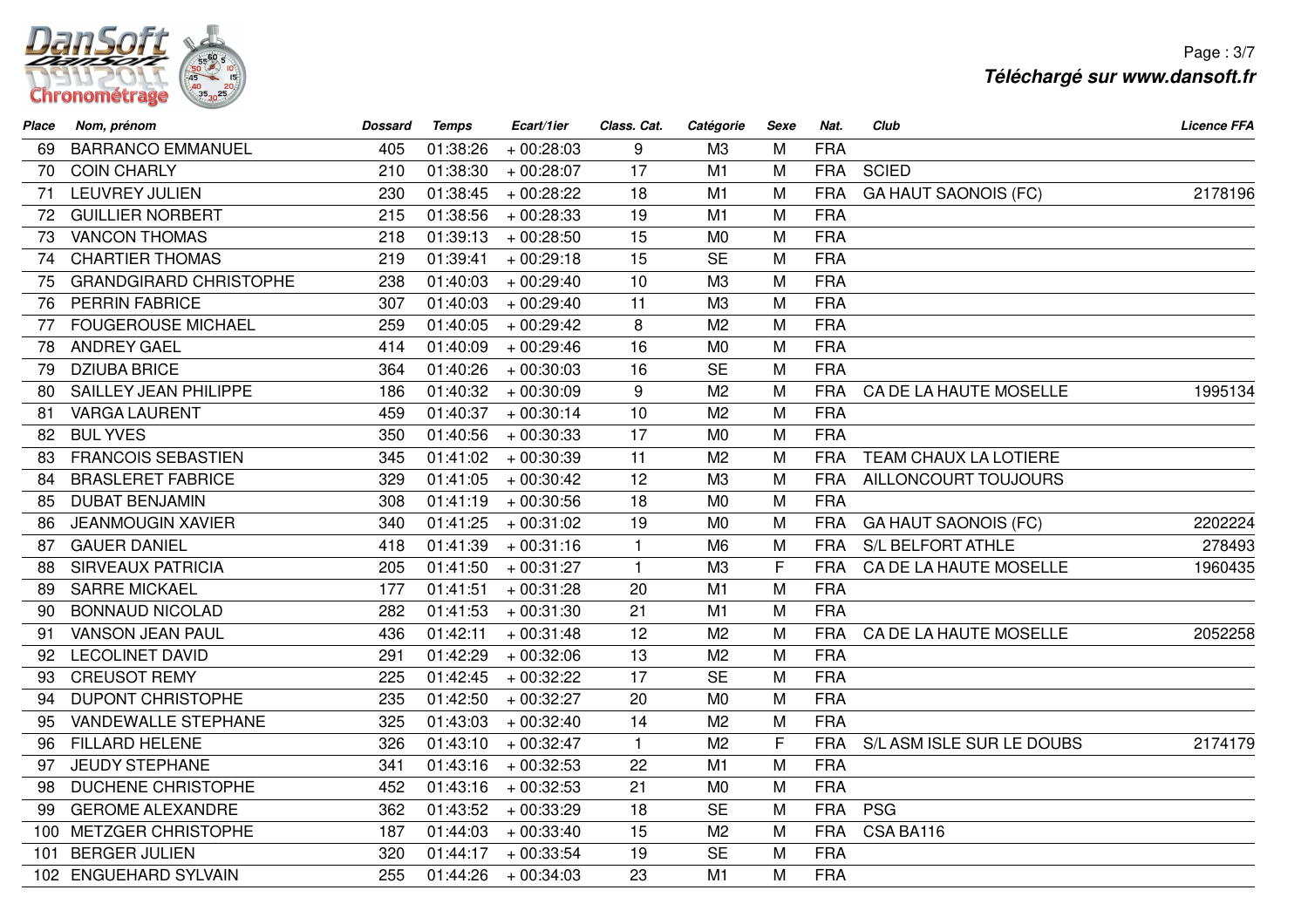| Place | Nom, prénom | Dossard | Temps | Ecart/1ier | Class. Cat. | Catégorie | Sexe | Nat. | Club | Licence FFA |
|---|---|---|---|---|---|---|---|---|---|---|
| 69 | BARRANCO EMMANUEL | 405 | 01:38:26 | + 00:28:03 | 9 | M3 | M | FRA | | |
| 70 | COIN CHARLY | 210 | 01:38:30 | + 00:28:07 | 17 | M1 | M | FRA | SCIED | |
| 71 | LEUVREY JULIEN | 230 | 01:38:45 | + 00:28:22 | 18 | M1 | M | FRA | GA HAUT SAONOIS (FC) | 2178196 |
| 72 | GUILLIER NORBERT | 215 | 01:38:56 | + 00:28:33 | 19 | M1 | M | FRA | | |
| 73 | VANCON THOMAS | 218 | 01:39:13 | + 00:28:50 | 15 | M0 | M | FRA | | |
| 74 | CHARTIER THOMAS | 219 | 01:39:41 | + 00:29:18 | 15 | SE | M | FRA | | |
| 75 | GRANDGIRARD CHRISTOPHE | 238 | 01:40:03 | + 00:29:40 | 10 | M3 | M | FRA | | |
| 76 | PERRIN FABRICE | 307 | 01:40:03 | + 00:29:40 | 11 | M3 | M | FRA | | |
| 77 | FOUGEROUSE MICHAEL | 259 | 01:40:05 | + 00:29:42 | 8 | M2 | M | FRA | | |
| 78 | ANDREY GAEL | 414 | 01:40:09 | + 00:29:46 | 16 | M0 | M | FRA | | |
| 79 | DZIUBA BRICE | 364 | 01:40:26 | + 00:30:03 | 16 | SE | M | FRA | | |
| 80 | SAILLEY JEAN PHILIPPE | 186 | 01:40:32 | + 00:30:09 | 9 | M2 | M | FRA | CA DE LA HAUTE MOSELLE | 1995134 |
| 81 | VARGA LAURENT | 459 | 01:40:37 | + 00:30:14 | 10 | M2 | M | FRA | | |
| 82 | BUL YVES | 350 | 01:40:56 | + 00:30:33 | 17 | M0 | M | FRA | | |
| 83 | FRANCOIS SEBASTIEN | 345 | 01:41:02 | + 00:30:39 | 11 | M2 | M | FRA | TEAM CHAUX LA LOTIERE | |
| 84 | BRASLERET FABRICE | 329 | 01:41:05 | + 00:30:42 | 12 | M3 | M | FRA | AILLONCOURT TOUJOURS | |
| 85 | DUBAT BENJAMIN | 308 | 01:41:19 | + 00:30:56 | 18 | M0 | M | FRA | | |
| 86 | JEANMOUGIN XAVIER | 340 | 01:41:25 | + 00:31:02 | 19 | M0 | M | FRA | GA HAUT SAONOIS (FC) | 2202224 |
| 87 | GAUER DANIEL | 418 | 01:41:39 | + 00:31:16 | 1 | M6 | M | FRA | S/L BELFORT ATHLE | 278493 |
| 88 | SIRVEAUX PATRICIA | 205 | 01:41:50 | + 00:31:27 | 1 | M3 | F | FRA | CA DE LA HAUTE MOSELLE | 1960435 |
| 89 | SARRE MICKAEL | 177 | 01:41:51 | + 00:31:28 | 20 | M1 | M | FRA | | |
| 90 | BONNAUD NICOLAD | 282 | 01:41:53 | + 00:31:30 | 21 | M1 | M | FRA | | |
| 91 | VANSON JEAN PAUL | 436 | 01:42:11 | + 00:31:48 | 12 | M2 | M | FRA | CA DE LA HAUTE MOSELLE | 2052258 |
| 92 | LECOLINET DAVID | 291 | 01:42:29 | + 00:32:06 | 13 | M2 | M | FRA | | |
| 93 | CREUSOT REMY | 225 | 01:42:45 | + 00:32:22 | 17 | SE | M | FRA | | |
| 94 | DUPONT CHRISTOPHE | 235 | 01:42:50 | + 00:32:27 | 20 | M0 | M | FRA | | |
| 95 | VANDEWALLE STEPHANE | 325 | 01:43:03 | + 00:32:40 | 14 | M2 | M | FRA | | |
| 96 | FILLARD HELENE | 326 | 01:43:10 | + 00:32:47 | 1 | M2 | F | FRA | S/L ASM ISLE SUR LE DOUBS | 2174179 |
| 97 | JEUDY STEPHANE | 341 | 01:43:16 | + 00:32:53 | 22 | M1 | M | FRA | | |
| 98 | DUCHENE CHRISTOPHE | 452 | 01:43:16 | + 00:32:53 | 21 | M0 | M | FRA | | |
| 99 | GEROME ALEXANDRE | 362 | 01:43:52 | + 00:33:29 | 18 | SE | M | FRA | PSG | |
| 100 | METZGER CHRISTOPHE | 187 | 01:44:03 | + 00:33:40 | 15 | M2 | M | FRA | CSA BA116 | |
| 101 | BERGER JULIEN | 320 | 01:44:17 | + 00:33:54 | 19 | SE | M | FRA | | |
| 102 | ENGUEHARD SYLVAIN | 255 | 01:44:26 | + 00:34:03 | 23 | M1 | M | FRA | | |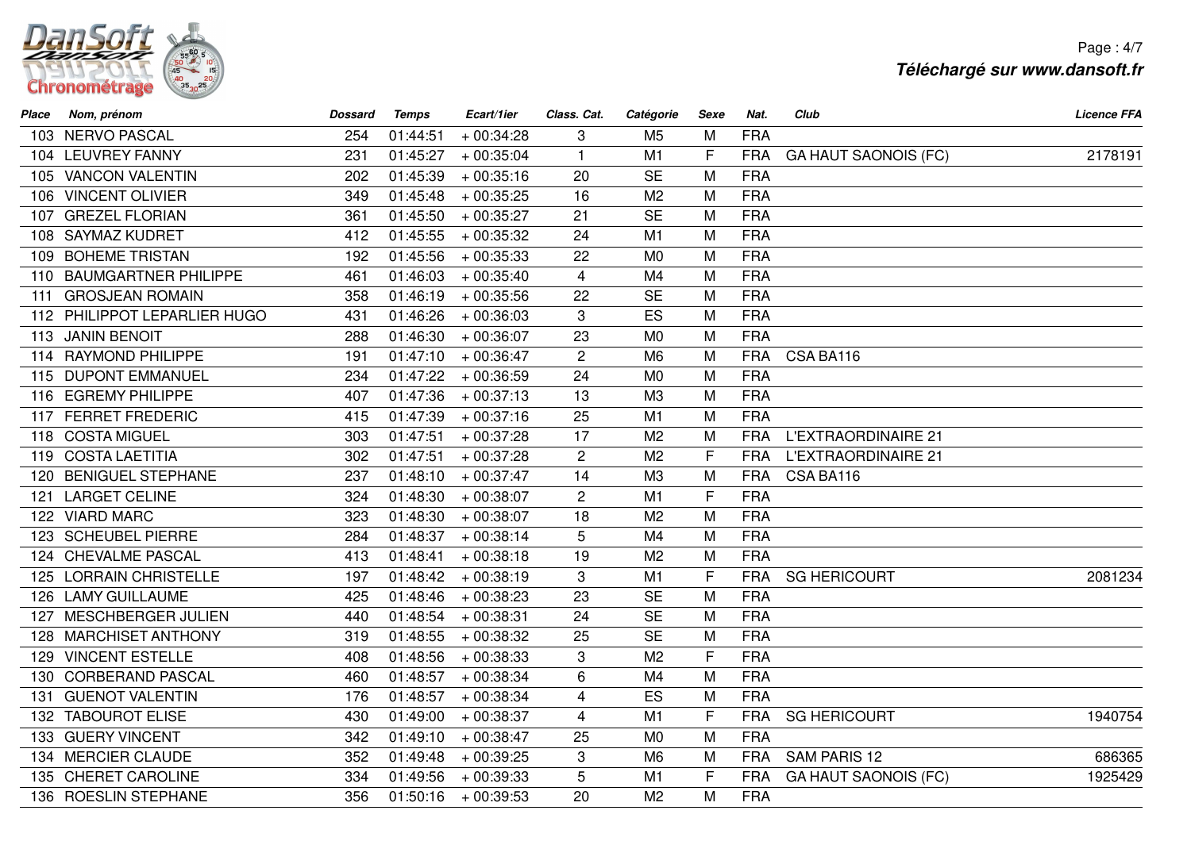| Place | Nom, prénom | Dossard | Temps | Ecart/1ier | Class. Cat. | Catégorie | Sexe | Nat. | Club | Licence FFA |
|---|---|---|---|---|---|---|---|---|---|---|
| 103 | NERVO PASCAL | 254 | 01:44:51 | + 00:34:28 | 3 | M5 | M | FRA | | |
| 104 | LEUVREY FANNY | 231 | 01:45:27 | + 00:35:04 | 1 | M1 | F | FRA | GA HAUT SAONOIS (FC) | 2178191 |
| 105 | VANCON VALENTIN | 202 | 01:45:39 | + 00:35:16 | 20 | SE | M | FRA | | |
| 106 | VINCENT OLIVIER | 349 | 01:45:48 | + 00:35:25 | 16 | M2 | M | FRA | | |
| 107 | GREZEL FLORIAN | 361 | 01:45:50 | + 00:35:27 | 21 | SE | M | FRA | | |
| 108 | SAYMAZ KUDRET | 412 | 01:45:55 | + 00:35:32 | 24 | M1 | M | FRA | | |
| 109 | BOHEME TRISTAN | 192 | 01:45:56 | + 00:35:33 | 22 | M0 | M | FRA | | |
| 110 | BAUMGARTNER PHILIPPE | 461 | 01:46:03 | + 00:35:40 | 4 | M4 | M | FRA | | |
| 111 | GROSJEAN ROMAIN | 358 | 01:46:19 | + 00:35:56 | 22 | SE | M | FRA | | |
| 112 | PHILIPPOT LEPARLIER HUGO | 431 | 01:46:26 | + 00:36:03 | 3 | ES | M | FRA | | |
| 113 | JANIN BENOIT | 288 | 01:46:30 | + 00:36:07 | 23 | M0 | M | FRA | | |
| 114 | RAYMOND PHILIPPE | 191 | 01:47:10 | + 00:36:47 | 2 | M6 | M | FRA | CSA BA116 | |
| 115 | DUPONT EMMANUEL | 234 | 01:47:22 | + 00:36:59 | 24 | M0 | M | FRA | | |
| 116 | EGREMY PHILIPPE | 407 | 01:47:36 | + 00:37:13 | 13 | M3 | M | FRA | | |
| 117 | FERRET FREDERIC | 415 | 01:47:39 | + 00:37:16 | 25 | M1 | M | FRA | | |
| 118 | COSTA MIGUEL | 303 | 01:47:51 | + 00:37:28 | 17 | M2 | M | FRA | L'EXTRAORDINAIRE 21 | |
| 119 | COSTA LAETITIA | 302 | 01:47:51 | + 00:37:28 | 2 | M2 | F | FRA | L'EXTRAORDINAIRE 21 | |
| 120 | BENIGUEL STEPHANE | 237 | 01:48:10 | + 00:37:47 | 14 | M3 | M | FRA | CSA BA116 | |
| 121 | LARGET CELINE | 324 | 01:48:30 | + 00:38:07 | 2 | M1 | F | FRA | | |
| 122 | VIARD MARC | 323 | 01:48:30 | + 00:38:07 | 18 | M2 | M | FRA | | |
| 123 | SCHEUBEL PIERRE | 284 | 01:48:37 | + 00:38:14 | 5 | M4 | M | FRA | | |
| 124 | CHEVALME PASCAL | 413 | 01:48:41 | + 00:38:18 | 19 | M2 | M | FRA | | |
| 125 | LORRAIN CHRISTELLE | 197 | 01:48:42 | + 00:38:19 | 3 | M1 | F | FRA | SG HERICOURT | 2081234 |
| 126 | LAMY GUILLAUME | 425 | 01:48:46 | + 00:38:23 | 23 | SE | M | FRA | | |
| 127 | MESCHBERGER JULIEN | 440 | 01:48:54 | + 00:38:31 | 24 | SE | M | FRA | | |
| 128 | MARCHISET ANTHONY | 319 | 01:48:55 | + 00:38:32 | 25 | SE | M | FRA | | |
| 129 | VINCENT ESTELLE | 408 | 01:48:56 | + 00:38:33 | 3 | M2 | F | FRA | | |
| 130 | CORBERAND PASCAL | 460 | 01:48:57 | + 00:38:34 | 6 | M4 | M | FRA | | |
| 131 | GUENOT VALENTIN | 176 | 01:48:57 | + 00:38:34 | 4 | ES | M | FRA | | |
| 132 | TABOUROT ELISE | 430 | 01:49:00 | + 00:38:37 | 4 | M1 | F | FRA | SG HERICOURT | 1940754 |
| 133 | GUERY VINCENT | 342 | 01:49:10 | + 00:38:47 | 25 | M0 | M | FRA | | |
| 134 | MERCIER CLAUDE | 352 | 01:49:48 | + 00:39:25 | 3 | M6 | M | FRA | SAM PARIS 12 | 686365 |
| 135 | CHERET CAROLINE | 334 | 01:49:56 | + 00:39:33 | 5 | M1 | F | FRA | GA HAUT SAONOIS (FC) | 1925429 |
| 136 | ROESLIN STEPHANE | 356 | 01:50:16 | + 00:39:53 | 20 | M2 | M | FRA | | |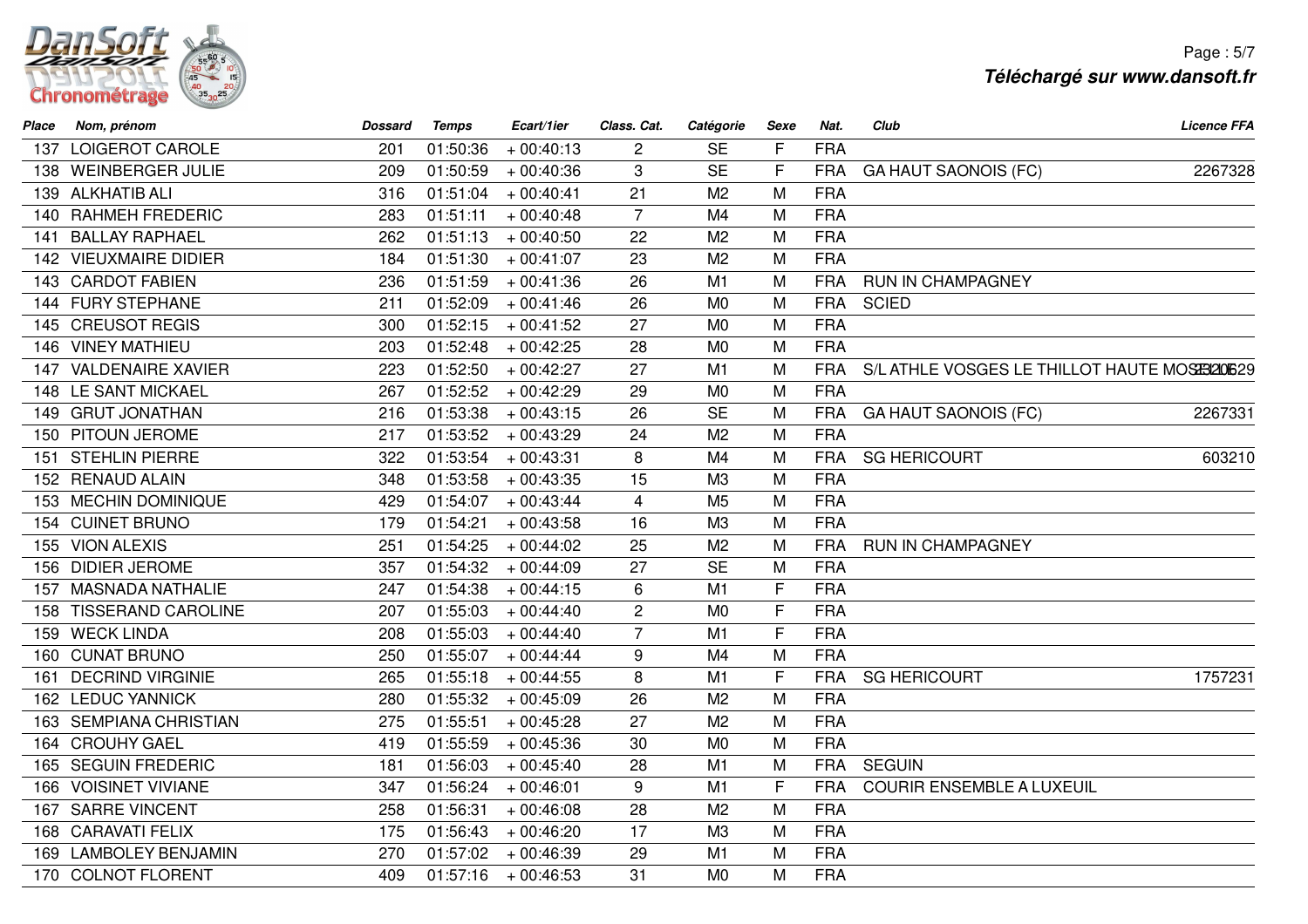| Place | Nom, prénom | Dossard | Temps | Ecart/1ier | Class. Cat. | Catégorie | Sexe | Nat. | Club | Licence FFA |
|---|---|---|---|---|---|---|---|---|---|---|
| 137 | LOIGEROT CAROLE | 201 | 01:50:36 | + 00:40:13 | 2 | SE | F | FRA | | |
| 138 | WEINBERGER JULIE | 209 | 01:50:59 | + 00:40:36 | 3 | SE | F | FRA | GA HAUT SAONOIS (FC) | 2267328 |
| 139 | ALKHATIB ALI | 316 | 01:51:04 | + 00:40:41 | 21 | M2 | M | FRA | | |
| 140 | RAHMEH FREDERIC | 283 | 01:51:11 | + 00:40:48 | 7 | M4 | M | FRA | | |
| 141 | BALLAY RAPHAEL | 262 | 01:51:13 | + 00:40:50 | 22 | M2 | M | FRA | | |
| 142 | VIEUXMAIRE DIDIER | 184 | 01:51:30 | + 00:41:07 | 23 | M2 | M | FRA | | |
| 143 | CARDOT FABIEN | 236 | 01:51:59 | + 00:41:36 | 26 | M1 | M | FRA | RUN IN CHAMPAGNEY | |
| 144 | FURY STEPHANE | 211 | 01:52:09 | + 00:41:46 | 26 | M0 | M | FRA | SCIED | |
| 145 | CREUSOT REGIS | 300 | 01:52:15 | + 00:41:52 | 27 | M0 | M | FRA | | |
| 146 | VINEY MATHIEU | 203 | 01:52:48 | + 00:42:25 | 28 | M0 | M | FRA | | |
| 147 | VALDENAIRE XAVIER | 223 | 01:52:50 | + 00:42:27 | 27 | M1 | M | FRA | S/L ATHLE VOSGES LE THILLOT HAUTE MOSELLE | 2320629 |
| 148 | LE SANT MICKAEL | 267 | 01:52:52 | + 00:42:29 | 29 | M0 | M | FRA | | |
| 149 | GRUT JONATHAN | 216 | 01:53:38 | + 00:43:15 | 26 | SE | M | FRA | GA HAUT SAONOIS (FC) | 2267331 |
| 150 | PITOUN JEROME | 217 | 01:53:52 | + 00:43:29 | 24 | M2 | M | FRA | | |
| 151 | STEHLIN PIERRE | 322 | 01:53:54 | + 00:43:31 | 8 | M4 | M | FRA | SG HERICOURT | 603210 |
| 152 | RENAUD ALAIN | 348 | 01:53:58 | + 00:43:35 | 15 | M3 | M | FRA | | |
| 153 | MECHIN DOMINIQUE | 429 | 01:54:07 | + 00:43:44 | 4 | M5 | M | FRA | | |
| 154 | CUINET BRUNO | 179 | 01:54:21 | + 00:43:58 | 16 | M3 | M | FRA | | |
| 155 | VION ALEXIS | 251 | 01:54:25 | + 00:44:02 | 25 | M2 | M | FRA | RUN IN CHAMPAGNEY | |
| 156 | DIDIER JEROME | 357 | 01:54:32 | + 00:44:09 | 27 | SE | M | FRA | | |
| 157 | MASNADA NATHALIE | 247 | 01:54:38 | + 00:44:15 | 6 | M1 | F | FRA | | |
| 158 | TISSERAND CAROLINE | 207 | 01:55:03 | + 00:44:40 | 2 | M0 | F | FRA | | |
| 159 | WECK LINDA | 208 | 01:55:03 | + 00:44:40 | 7 | M1 | F | FRA | | |
| 160 | CUNAT BRUNO | 250 | 01:55:07 | + 00:44:44 | 9 | M4 | M | FRA | | |
| 161 | DECRIND VIRGINIE | 265 | 01:55:18 | + 00:44:55 | 8 | M1 | F | FRA | SG HERICOURT | 1757231 |
| 162 | LEDUC YANNICK | 280 | 01:55:32 | + 00:45:09 | 26 | M2 | M | FRA | | |
| 163 | SEMPIANA CHRISTIAN | 275 | 01:55:51 | + 00:45:28 | 27 | M2 | M | FRA | | |
| 164 | CROUHY GAEL | 419 | 01:55:59 | + 00:45:36 | 30 | M0 | M | FRA | | |
| 165 | SEGUIN FREDERIC | 181 | 01:56:03 | + 00:45:40 | 28 | M1 | M | FRA | SEGUIN | |
| 166 | VOISINET VIVIANE | 347 | 01:56:24 | + 00:46:01 | 9 | M1 | F | FRA | COURIR ENSEMBLE A LUXEUIL | |
| 167 | SARRE VINCENT | 258 | 01:56:31 | + 00:46:08 | 28 | M2 | M | FRA | | |
| 168 | CARAVATI FELIX | 175 | 01:56:43 | + 00:46:20 | 17 | M3 | M | FRA | | |
| 169 | LAMBOLEY BENJAMIN | 270 | 01:57:02 | + 00:46:39 | 29 | M1 | M | FRA | | |
| 170 | COLNOT FLORENT | 409 | 01:57:16 | + 00:46:53 | 31 | M0 | M | FRA | | |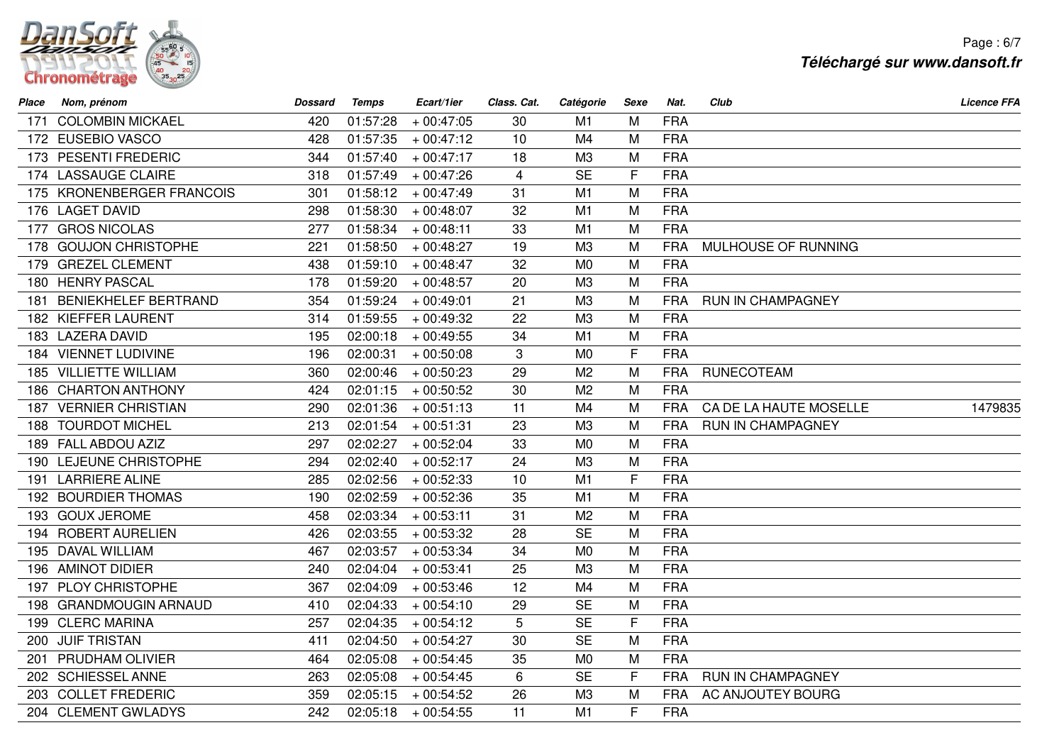| Place | Nom, prénom | Dossard | Temps | Ecart/1ier | Class. Cat. | Catégorie | Sexe | Nat. | Club | Licence FFA |
|---|---|---|---|---|---|---|---|---|---|---|
| 171 | COLOMBIN MICKAEL | 420 | 01:57:28 | + 00:47:05 | 30 | M1 | M | FRA | | |
| 172 | EUSEBIO VASCO | 428 | 01:57:35 | + 00:47:12 | 10 | M4 | M | FRA | | |
| 173 | PESENTI FREDERIC | 344 | 01:57:40 | + 00:47:17 | 18 | M3 | M | FRA | | |
| 174 | LASSAUGE CLAIRE | 318 | 01:57:49 | + 00:47:26 | 4 | SE | F | FRA | | |
| 175 | KRONENBERGER FRANCOIS | 301 | 01:58:12 | + 00:47:49 | 31 | M1 | M | FRA | | |
| 176 | LAGET DAVID | 298 | 01:58:30 | + 00:48:07 | 32 | M1 | M | FRA | | |
| 177 | GROS NICOLAS | 277 | 01:58:34 | + 00:48:11 | 33 | M1 | M | FRA | | |
| 178 | GOUJON CHRISTOPHE | 221 | 01:58:50 | + 00:48:27 | 19 | M3 | M | FRA | MULHOUSE OF RUNNING | |
| 179 | GREZEL CLEMENT | 438 | 01:59:10 | + 00:48:47 | 32 | M0 | M | FRA | | |
| 180 | HENRY PASCAL | 178 | 01:59:20 | + 00:48:57 | 20 | M3 | M | FRA | | |
| 181 | BENIEKHELEF BERTRAND | 354 | 01:59:24 | + 00:49:01 | 21 | M3 | M | FRA | RUN IN CHAMPAGNEY | |
| 182 | KIEFFER LAURENT | 314 | 01:59:55 | + 00:49:32 | 22 | M3 | M | FRA | | |
| 183 | LAZERA DAVID | 195 | 02:00:18 | + 00:49:55 | 34 | M1 | M | FRA | | |
| 184 | VIENNET LUDIVINE | 196 | 02:00:31 | + 00:50:08 | 3 | M0 | F | FRA | | |
| 185 | VILLIETTE WILLIAM | 360 | 02:00:46 | + 00:50:23 | 29 | M2 | M | FRA | RUNECOTEAM | |
| 186 | CHARTON ANTHONY | 424 | 02:01:15 | + 00:50:52 | 30 | M2 | M | FRA | | |
| 187 | VERNIER CHRISTIAN | 290 | 02:01:36 | + 00:51:13 | 11 | M4 | M | FRA | CA DE LA HAUTE MOSELLE | 1479835 |
| 188 | TOURDOT MICHEL | 213 | 02:01:54 | + 00:51:31 | 23 | M3 | M | FRA | RUN IN CHAMPAGNEY | |
| 189 | FALL ABDOU AZIZ | 297 | 02:02:27 | + 00:52:04 | 33 | M0 | M | FRA | | |
| 190 | LEJEUNE CHRISTOPHE | 294 | 02:02:40 | + 00:52:17 | 24 | M3 | M | FRA | | |
| 191 | LARRIERE ALINE | 285 | 02:02:56 | + 00:52:33 | 10 | M1 | F | FRA | | |
| 192 | BOURDIER THOMAS | 190 | 02:02:59 | + 00:52:36 | 35 | M1 | M | FRA | | |
| 193 | GOUX JEROME | 458 | 02:03:34 | + 00:53:11 | 31 | M2 | M | FRA | | |
| 194 | ROBERT AURELIEN | 426 | 02:03:55 | + 00:53:32 | 28 | SE | M | FRA | | |
| 195 | DAVAL WILLIAM | 467 | 02:03:57 | + 00:53:34 | 34 | M0 | M | FRA | | |
| 196 | AMINOT DIDIER | 240 | 02:04:04 | + 00:53:41 | 25 | M3 | M | FRA | | |
| 197 | PLOY CHRISTOPHE | 367 | 02:04:09 | + 00:53:46 | 12 | M4 | M | FRA | | |
| 198 | GRANDMOUGIN ARNAUD | 410 | 02:04:33 | + 00:54:10 | 29 | SE | M | FRA | | |
| 199 | CLERC MARINA | 257 | 02:04:35 | + 00:54:12 | 5 | SE | F | FRA | | |
| 200 | JUIF TRISTAN | 411 | 02:04:50 | + 00:54:27 | 30 | SE | M | FRA | | |
| 201 | PRUDHAM OLIVIER | 464 | 02:05:08 | + 00:54:45 | 35 | M0 | M | FRA | | |
| 202 | SCHIESSEL ANNE | 263 | 02:05:08 | + 00:54:45 | 6 | SE | F | FRA | RUN IN CHAMPAGNEY | |
| 203 | COLLET FREDERIC | 359 | 02:05:15 | + 00:54:52 | 26 | M3 | M | FRA | AC ANJOUTEY BOURG | |
| 204 | CLEMENT GWLADYS | 242 | 02:05:18 | + 00:54:55 | 11 | M1 | F | FRA | | |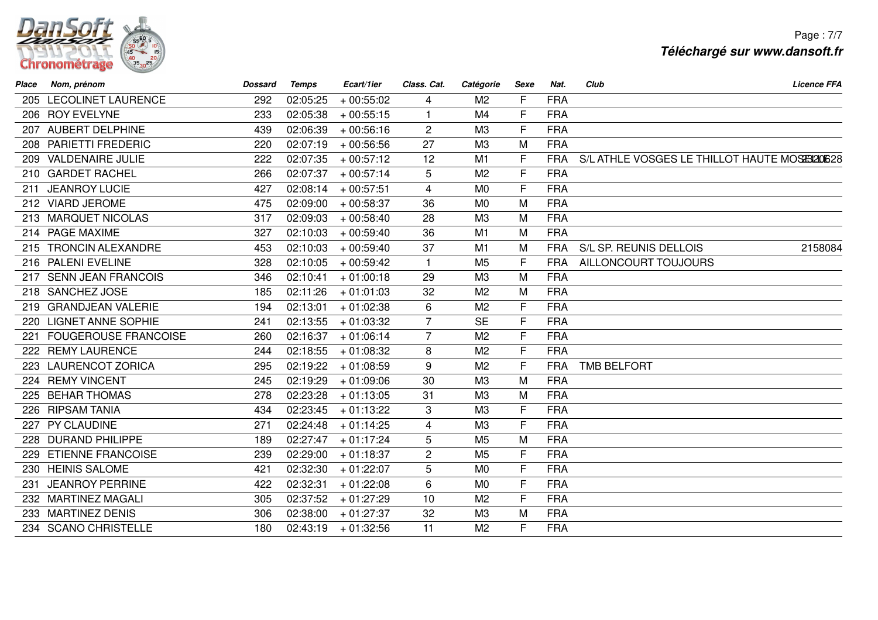| Place | Nom, prénom | Dossard | Temps | Ecart/1ier | Class. Cat. | Catégorie | Sexe | Nat. | Club | Licence FFA |
|---|---|---|---|---|---|---|---|---|---|---|
| 205 | LECOLINET LAURENCE | 292 | 02:05:25 | + 00:55:02 | 4 | M2 | F | FRA | | |
| 206 | ROY EVELYNE | 233 | 02:05:38 | + 00:55:15 | 1 | M4 | F | FRA | | |
| 207 | AUBERT DELPHINE | 439 | 02:06:39 | + 00:56:16 | 2 | M3 | F | FRA | | |
| 208 | PARIETTI FREDERIC | 220 | 02:07:19 | + 00:56:56 | 27 | M3 | M | FRA | | |
| 209 | VALDENAIRE JULIE | 222 | 02:07:35 | + 00:57:12 | 12 | M1 | F | FRA | S/L ATHLE VOSGES LE THILLOT HAUTE MOS | 2320628 |
| 210 | GARDET RACHEL | 266 | 02:07:37 | + 00:57:14 | 5 | M2 | F | FRA | | |
| 211 | JEANROY LUCIE | 427 | 02:08:14 | + 00:57:51 | 4 | M0 | F | FRA | | |
| 212 | VIARD JEROME | 475 | 02:09:00 | + 00:58:37 | 36 | M0 | M | FRA | | |
| 213 | MARQUET NICOLAS | 317 | 02:09:03 | + 00:58:40 | 28 | M3 | M | FRA | | |
| 214 | PAGE MAXIME | 327 | 02:10:03 | + 00:59:40 | 36 | M1 | M | FRA | | |
| 215 | TRONCIN ALEXANDRE | 453 | 02:10:03 | + 00:59:40 | 37 | M1 | M | FRA | S/L SP. REUNIS DELLOIS | 2158084 |
| 216 | PALENI EVELINE | 328 | 02:10:05 | + 00:59:42 | 1 | M5 | F | FRA | AILLONCOURT TOUJOURS | |
| 217 | SENN JEAN FRANCOIS | 346 | 02:10:41 | + 01:00:18 | 29 | M3 | M | FRA | | |
| 218 | SANCHEZ JOSE | 185 | 02:11:26 | + 01:01:03 | 32 | M2 | M | FRA | | |
| 219 | GRANDJEAN VALERIE | 194 | 02:13:01 | + 01:02:38 | 6 | M2 | F | FRA | | |
| 220 | LIGNET ANNE SOPHIE | 241 | 02:13:55 | + 01:03:32 | 7 | SE | F | FRA | | |
| 221 | FOUGEROUSE FRANCOISE | 260 | 02:16:37 | + 01:06:14 | 7 | M2 | F | FRA | | |
| 222 | REMY LAURENCE | 244 | 02:18:55 | + 01:08:32 | 8 | M2 | F | FRA | | |
| 223 | LAURENCOT ZORICA | 295 | 02:19:22 | + 01:08:59 | 9 | M2 | F | FRA | TMB BELFORT | |
| 224 | REMY VINCENT | 245 | 02:19:29 | + 01:09:06 | 30 | M3 | M | FRA | | |
| 225 | BEHAR THOMAS | 278 | 02:23:28 | + 01:13:05 | 31 | M3 | M | FRA | | |
| 226 | RIPSAM TANIA | 434 | 02:23:45 | + 01:13:22 | 3 | M3 | F | FRA | | |
| 227 | PY CLAUDINE | 271 | 02:24:48 | + 01:14:25 | 4 | M3 | F | FRA | | |
| 228 | DURAND PHILIPPE | 189 | 02:27:47 | + 01:17:24 | 5 | M5 | M | FRA | | |
| 229 | ETIENNE FRANCOISE | 239 | 02:29:00 | + 01:18:37 | 2 | M5 | F | FRA | | |
| 230 | HEINIS SALOME | 421 | 02:32:30 | + 01:22:07 | 5 | M0 | F | FRA | | |
| 231 | JEANROY PERRINE | 422 | 02:32:31 | + 01:22:08 | 6 | M0 | F | FRA | | |
| 232 | MARTINEZ MAGALI | 305 | 02:37:52 | + 01:27:29 | 10 | M2 | F | FRA | | |
| 233 | MARTINEZ DENIS | 306 | 02:38:00 | + 01:27:37 | 32 | M3 | M | FRA | | |
| 234 | SCANO CHRISTELLE | 180 | 02:43:19 | + 01:32:56 | 11 | M2 | F | FRA | | |